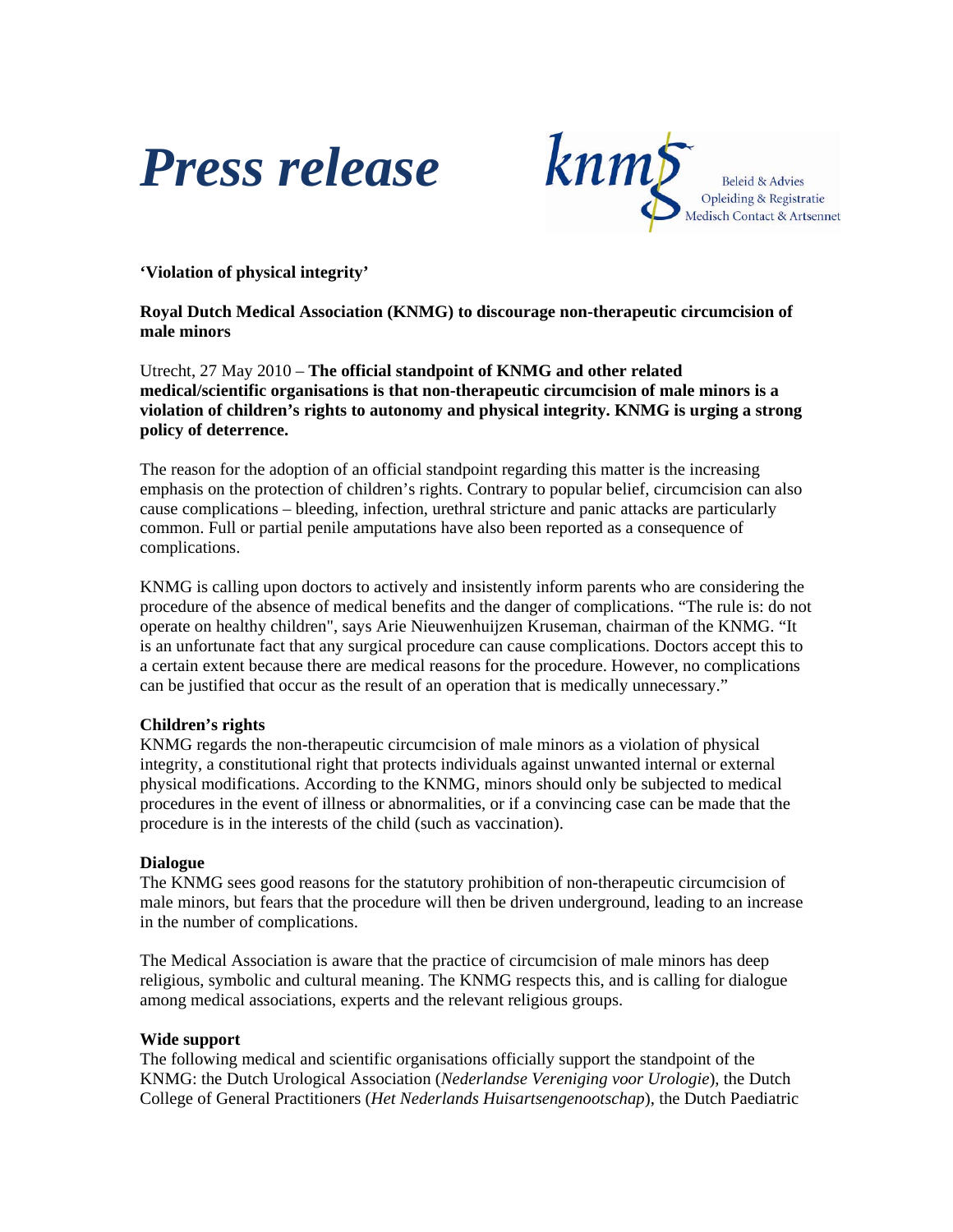# Press release

knmg
Beleid & Advies
Opleiding & Registratie
Medisch Contact & Artsennet

**'Violation of physical integrity'**

**Royal Dutch Medical Association (KNMG) to discourage non-therapeutic circumcision of male minors**

Utrecht, 27 May 2010 – **The official standpoint of KNMG and other related medical/scientific organisations is that non-therapeutic circumcision of male minors is a violation of children's rights to autonomy and physical integrity. KNMG is urging a strong policy of deterrence.**

The reason for the adoption of an official standpoint regarding this matter is the increasing emphasis on the protection of children's rights. Contrary to popular belief, circumcision can also cause complications – bleeding, infection, urethral stricture and panic attacks are particularly common. Full or partial penile amputations have also been reported as a consequence of complications.

KNMG is calling upon doctors to actively and insistently inform parents who are considering the procedure of the absence of medical benefits and the danger of complications. "The rule is: do not operate on healthy children", says Arie Nieuwenhuijzen Kruseman, chairman of the KNMG. "It is an unfortunate fact that any surgical procedure can cause complications. Doctors accept this to a certain extent because there are medical reasons for the procedure. However, no complications can be justified that occur as the result of an operation that is medically unnecessary."

**Children's rights**

KNMG regards the non-therapeutic circumcision of male minors as a violation of physical integrity, a constitutional right that protects individuals against unwanted internal or external physical modifications. According to the KNMG, minors should only be subjected to medical procedures in the event of illness or abnormalities, or if a convincing case can be made that the procedure is in the interests of the child (such as vaccination).

**Dialogue**

The KNMG sees good reasons for the statutory prohibition of non-therapeutic circumcision of male minors, but fears that the procedure will then be driven underground, leading to an increase in the number of complications.

The Medical Association is aware that the practice of circumcision of male minors has deep religious, symbolic and cultural meaning. The KNMG respects this, and is calling for dialogue among medical associations, experts and the relevant religious groups.

**Wide support**

The following medical and scientific organisations officially support the standpoint of the KNMG: the Dutch Urological Association (*Nederlandse Vereniging voor Urologie*), the Dutch College of General Practitioners (*Het Nederlands Huisartsengenootschap*), the Dutch Paediatric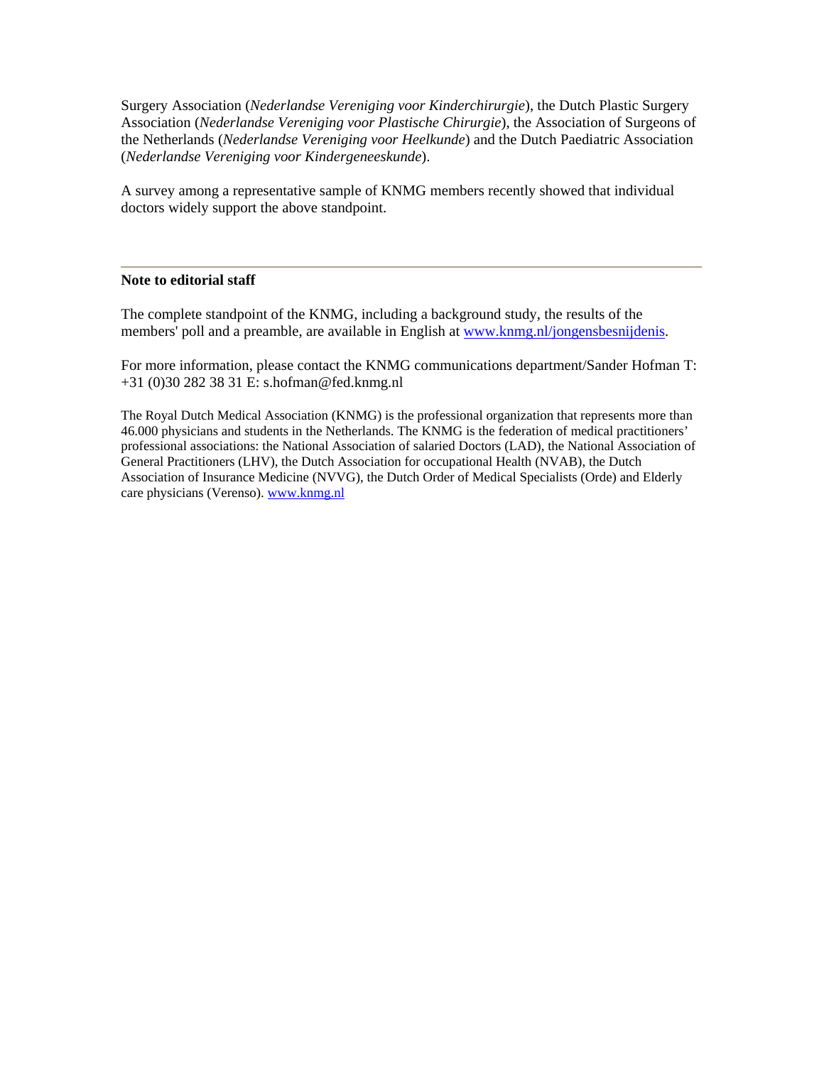Surgery Association (*Nederlandse Vereniging voor Kinderchirurgie*), the Dutch Plastic Surgery Association (*Nederlandse Vereniging voor Plastische Chirurgie*), the Association of Surgeons of the Netherlands (*Nederlandse Vereniging voor Heelkunde*) and the Dutch Paediatric Association (*Nederlandse Vereniging voor Kindergeneeskunde*).

A survey among a representative sample of KNMG members recently showed that individual doctors widely support the above standpoint.

---

**Note to editorial staff**

The complete standpoint of the KNMG, including a background study, the results of the members' poll and a preamble, are available in English at [www.knmg.nl/jongensbesnijdenis](www.knmg.nl/jongensbesnijdenis).

For more information, please contact the KNMG communications department/Sander Hofman T: +31 (0)30 282 38 31 E: s.hofman@fed.knmg.nl

The Royal Dutch Medical Association (KNMG) is the professional organization that represents more than 46.000 physicians and students in the Netherlands. The KNMG is the federation of medical practitioners' professional associations: the National Association of salaried Doctors (LAD), the National Association of General Practitioners (LHV), the Dutch Association for occupational Health (NVAB), the Dutch Association of Insurance Medicine (NVVG), the Dutch Order of Medical Specialists (Orde) and Elderly care physicians (Verenso). [www.knmg.nl](www.knmg.nl)